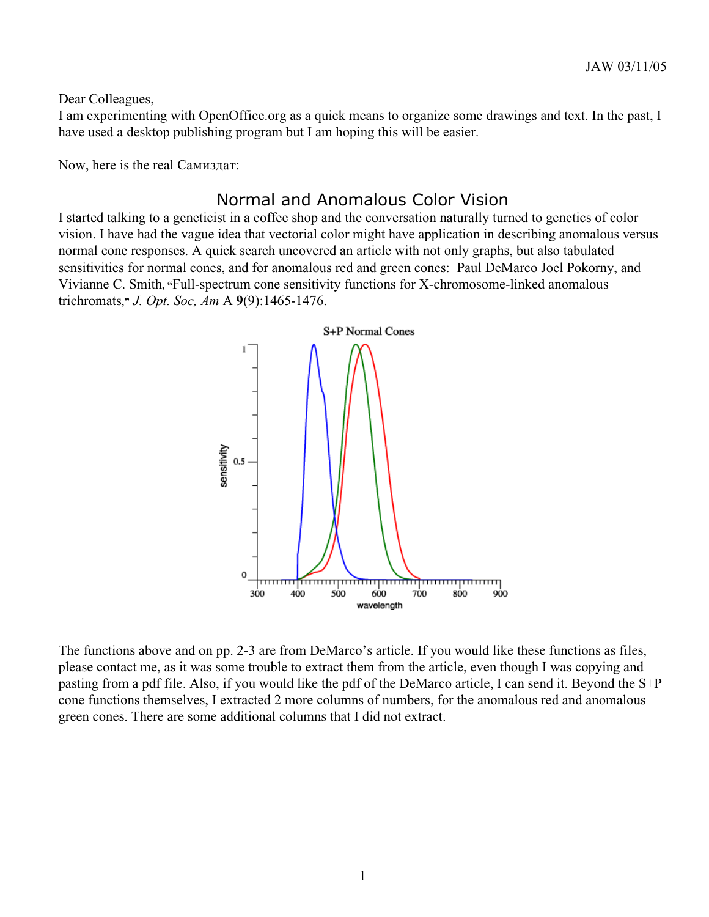JAW 03/11/05

Dear Colleagues,
I am experimenting with OpenOffice.org as a quick means to organize some drawings and text. In the past, I have used a desktop publishing program but I am hoping this will be easier.

Now, here is the real Самиздат:

## Normal and Anomalous Color Vision

I started talking to a geneticist in a coffee shop and the conversation naturally turned to genetics of color vision. I have had the vague idea that vectorial color might have application in describing anomalous versus normal cone responses. A quick search uncovered an article with not only graphs, but also tabulated sensitivities for normal cones, and for anomalous red and green cones: Paul DeMarco Joel Pokorny, and Vivianne C. Smith, "Full-spectrum cone sensitivity functions for X-chromosome-linked anomalous trichromats," *J. Opt. Soc, Am* A **9**(9):1465-1476.

S+P Normal Cones

The functions above and on pp. 2-3 are from DeMarco's article. If you would like these functions as files, please contact me, as it was some trouble to extract them from the article, even though I was copying and pasting from a pdf file. Also, if you would like the pdf of the DeMarco article, I can send it. Beyond the S+P cone functions themselves, I extracted 2 more columns of numbers, for the anomalous red and anomalous green cones. There are some additional columns that I did not extract.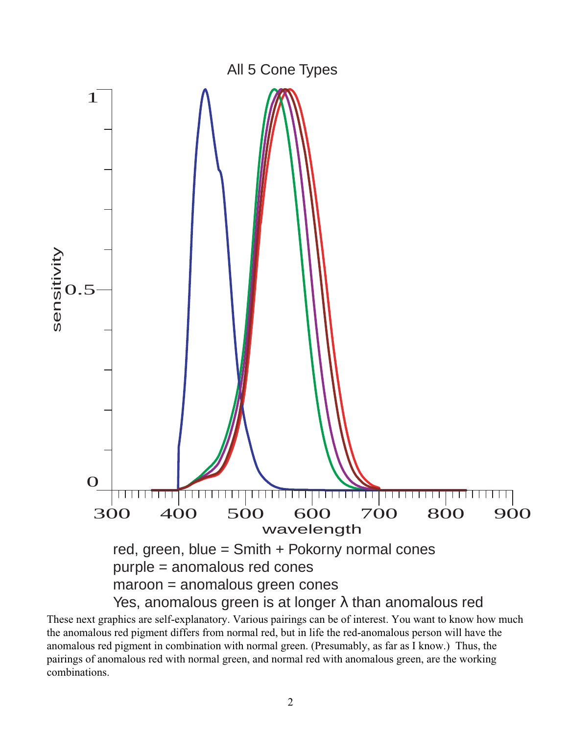All 5 Cone Types

red, green, blue = Smith + Pokorny normal cones
purple = anomalous red cones
maroon = anomalous green cones
Yes, anomalous green is at longer λ than anomalous red

These next graphics are self-explanatory. Various pairings can be of interest. You want to know how much the anomalous red pigment differs from normal red, but in life the red-anomalous person will have the anomalous red pigment in combination with normal green. (Presumably, as far as I know.) Thus, the pairings of anomalous red with normal green, and normal red with anomalous green, are the working combinations.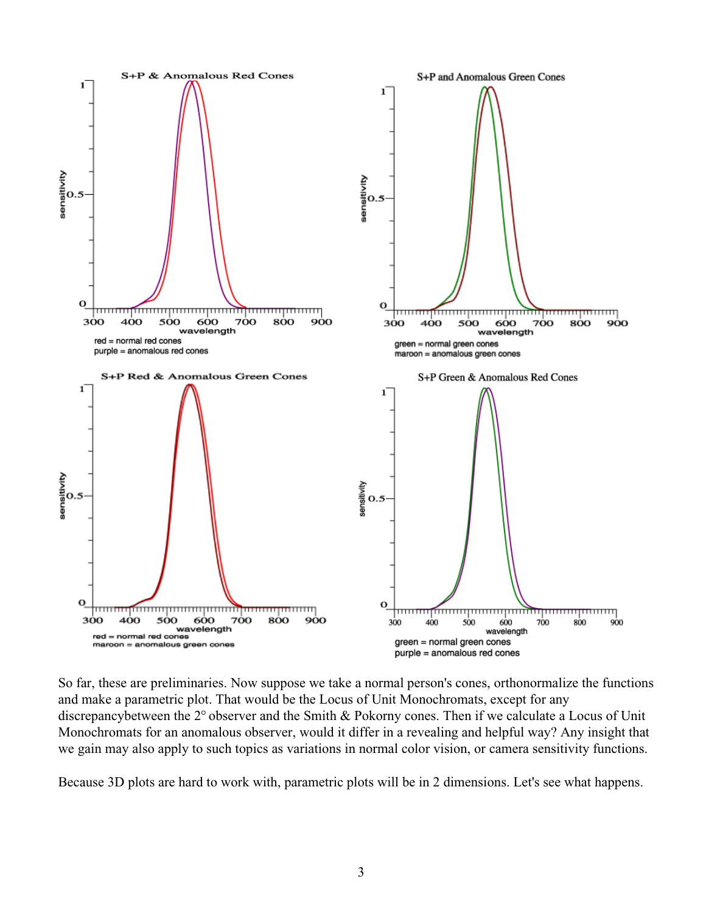**S+P & Anomalous Red Cones**

red = normal red cones
purple = anomalous red cones

**S+P and Anomalous Green Cones**

green = normal green cones
maroon = anomalous green cones

**S+P Red & Anomalous Green Cones**

red = normal red cones
maroon = anomalous green cones

**S+P Green & Anomalous Red Cones**

green = normal green cones
purple = anomalous red cones

So far, these are preliminaries. Now suppose we take a normal person's cones, orthonormalize the functions and make a parametric plot. That would be the Locus of Unit Monochromats, except for any discrepancybetween the 2° observer and the Smith & Pokorny cones. Then if we calculate a Locus of Unit Monochromats for an anomalous observer, would it differ in a revealing and helpful way? Any insight that we gain may also apply to such topics as variations in normal color vision, or camera sensitivity functions.

Because 3D plots are hard to work with, parametric plots will be in 2 dimensions. Let's see what happens.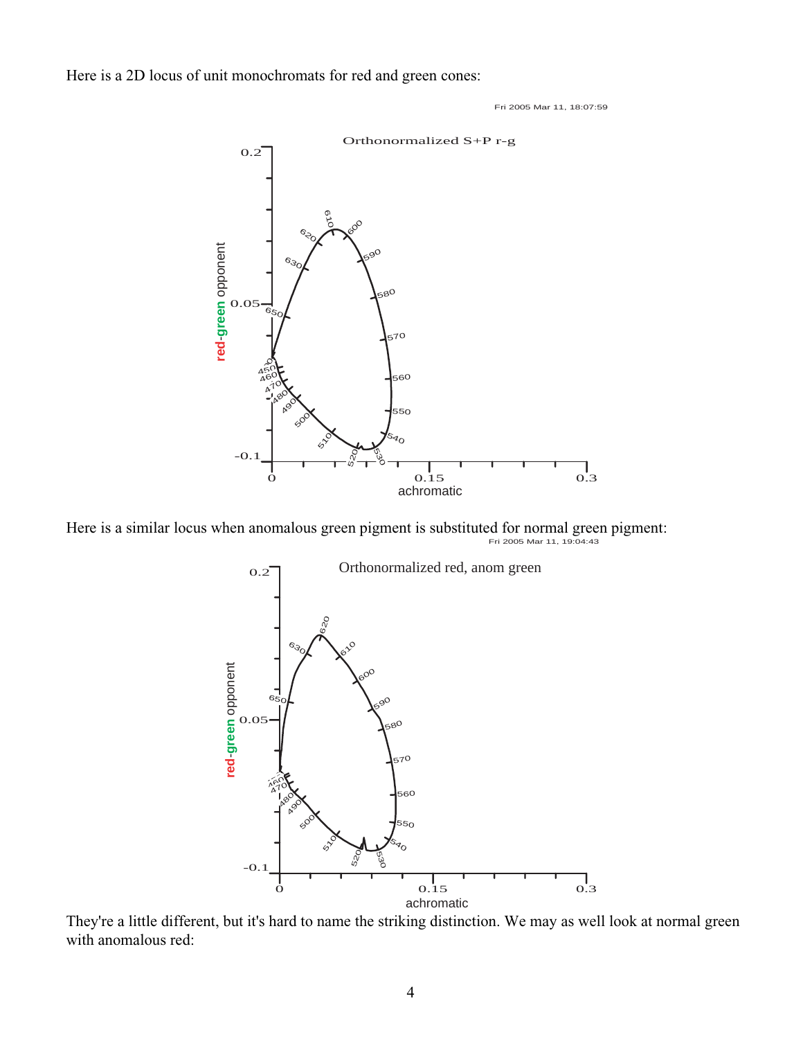Here is a 2D locus of unit monochromats for red and green cones:

Here is a similar locus when anomalous green pigment is substituted for normal green pigment:

They're a little different, but it's hard to name the striking distinction. We may as well look at normal green with anomalous red: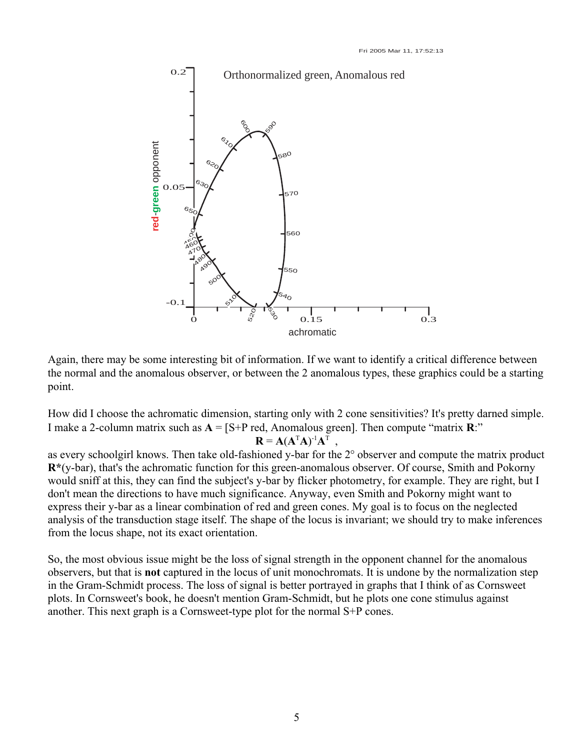Again, there may be some interesting bit of information. If we want to identify a critical difference between the normal and the anomalous observer, or between the 2 anomalous types, these graphics could be a starting point.

How did I choose the achromatic dimension, starting only with 2 cone sensitivities? It's pretty darned simple. I make a 2-column matrix such as **A** = [S+P red, Anomalous green]. Then compute "matrix **R**:"

$$\mathbf{R} = \mathbf{A}(\mathbf{A}^T\mathbf{A})^{-1}\mathbf{A}^T \ ,$$

as every schoolgirl knows. Then take old-fashioned y-bar for the 2° observer and compute the matrix product **R***(y-bar), that's the achromatic function for this green-anomalous observer. Of course, Smith and Pokorny would sniff at this, they can find the subject's y-bar by flicker photometry, for example. They are right, but I don't mean the directions to have much significance. Anyway, even Smith and Pokorny might want to express their y-bar as a linear combination of red and green cones. My goal is to focus on the neglected analysis of the transduction stage itself. The shape of the locus is invariant; we should try to make inferences from the locus shape, not its exact orientation.

So, the most obvious issue might be the loss of signal strength in the opponent channel for the anomalous observers, but that is **not** captured in the locus of unit monochromats. It is undone by the normalization step in the Gram-Schmidt process. The loss of signal is better portrayed in graphs that I think of as Cornsweet plots. In Cornsweet's book, he doesn't mention Gram-Schmidt, but he plots one cone stimulus against another. This next graph is a Cornsweet-type plot for the normal S+P cones.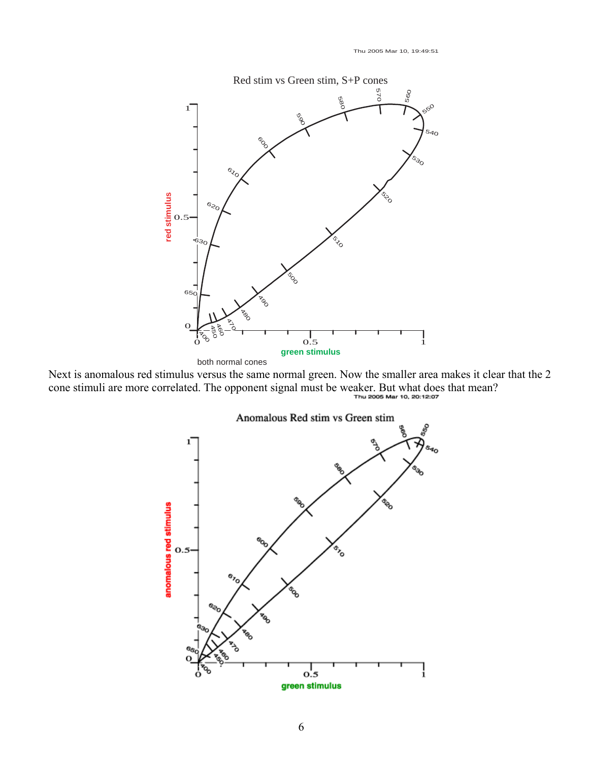Next is anomalous red stimulus versus the same normal green. Now the smaller area makes it clear that the 2 cone stimuli are more correlated. The opponent signal must be weaker. But what does that mean?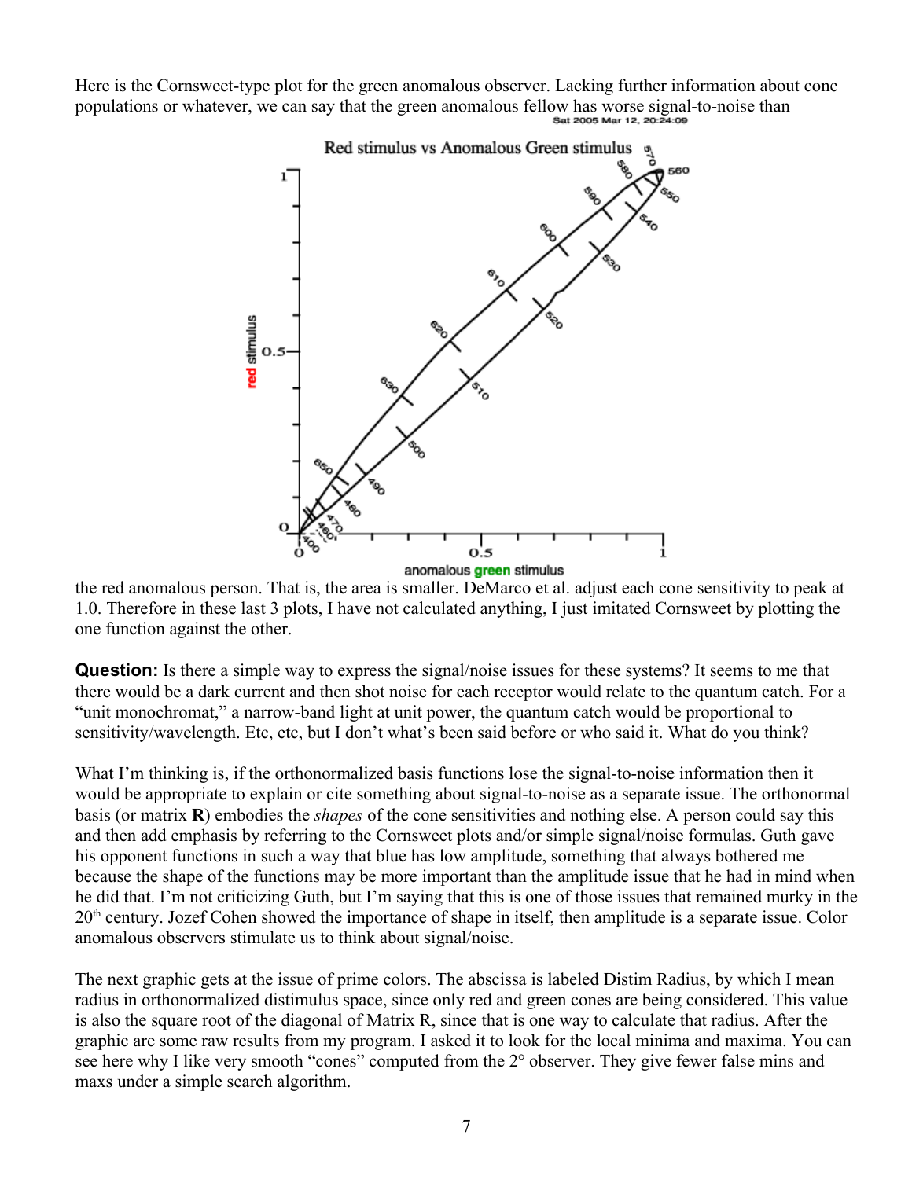Here is the Cornsweet-type plot for the green anomalous observer. Lacking further information about cone populations or whatever, we can say that the green anomalous fellow has worse signal-to-noise than the red anomalous person. That is, the area is smaller. DeMarco et al. adjust each cone sensitivity to peak at 1.0. Therefore in these last 3 plots, I have not calculated anything, I just imitated Cornsweet by plotting the one function against the other.

**Question:** Is there a simple way to express the signal/noise issues for these systems? It seems to me that there would be a dark current and then shot noise for each receptor would relate to the quantum catch. For a "unit monochromat," a narrow-band light at unit power, the quantum catch would be proportional to sensitivity/wavelength. Etc, etc, but I don't what's been said before or who said it. What do you think?

What I'm thinking is, if the orthonormalized basis functions lose the signal-to-noise information then it would be appropriate to explain or cite something about signal-to-noise as a separate issue. The orthonormal basis (or matrix **R**) embodies the *shapes* of the cone sensitivities and nothing else. A person could say this and then add emphasis by referring to the Cornsweet plots and/or simple signal/noise formulas. Guth gave his opponent functions in such a way that blue has low amplitude, something that always bothered me because the shape of the functions may be more important than the amplitude issue that he had in mind when he did that. I'm not criticizing Guth, but I'm saying that this is one of those issues that remained murky in the 20th century. Jozef Cohen showed the importance of shape in itself, then amplitude is a separate issue. Color anomalous observers stimulate us to think about signal/noise.

The next graphic gets at the issue of prime colors. The abscissa is labeled Distim Radius, by which I mean radius in orthonormalized distimulus space, since only red and green cones are being considered. This value is also the square root of the diagonal of Matrix R, since that is one way to calculate that radius. After the graphic are some raw results from my program. I asked it to look for the local minima and maxima. You can see here why I like very smooth "cones" computed from the 2° observer. They give fewer false mins and maxs under a simple search algorithm.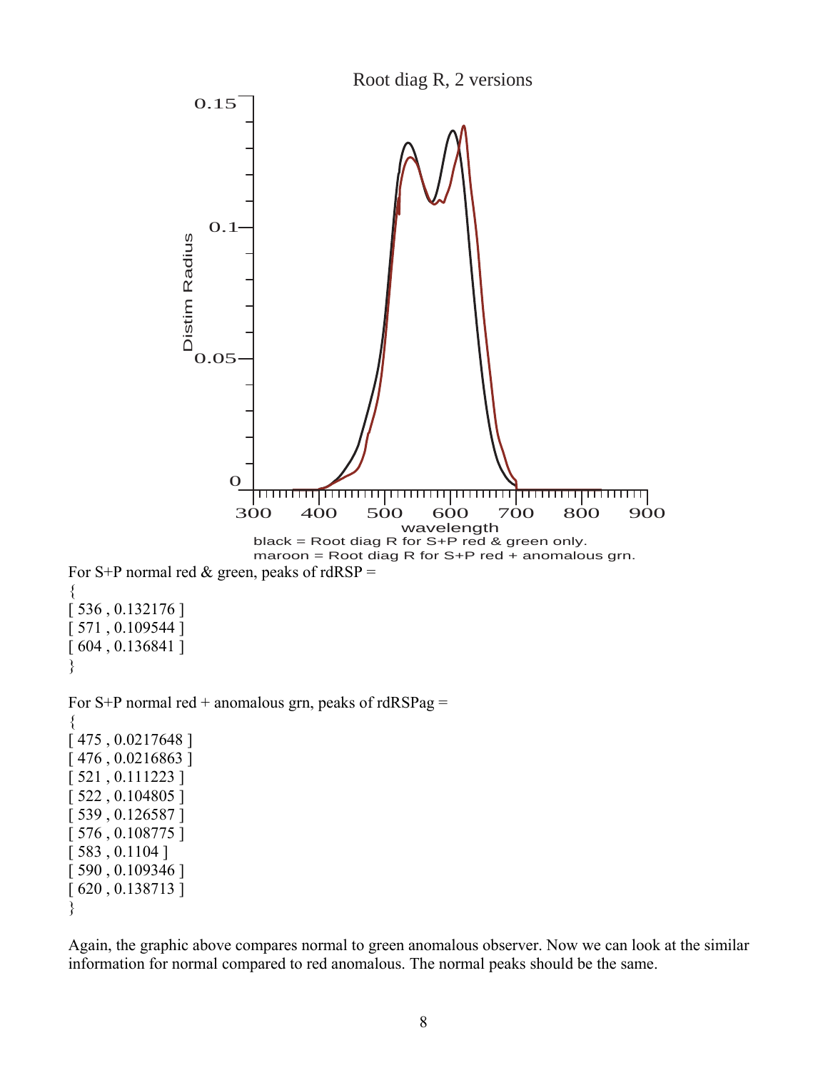Root diag R, 2 versions

black = Root diag R for S+P red & green only.
maroon = Root diag R for S+P red + anomalous grn.

For S+P normal red & green, peaks of rdRSP =

```
{
[ 536 , 0.132176 ]
[ 571 , 0.109544 ]
[ 604 , 0.136841 ]
}
```

For S+P normal red + anomalous grn, peaks of rdRSPag =

```
{
[ 475 , 0.0217648 ]
[ 476 , 0.0216863 ]
[ 521 , 0.111223 ]
[ 522 , 0.104805 ]
[ 539 , 0.126587 ]
[ 576 , 0.108775 ]
[ 583 , 0.1104 ]
[ 590 , 0.109346 ]
[ 620 , 0.138713 ]
}
```

Again, the graphic above compares normal to green anomalous observer. Now we can look at the similar information for normal compared to red anomalous. The normal peaks should be the same.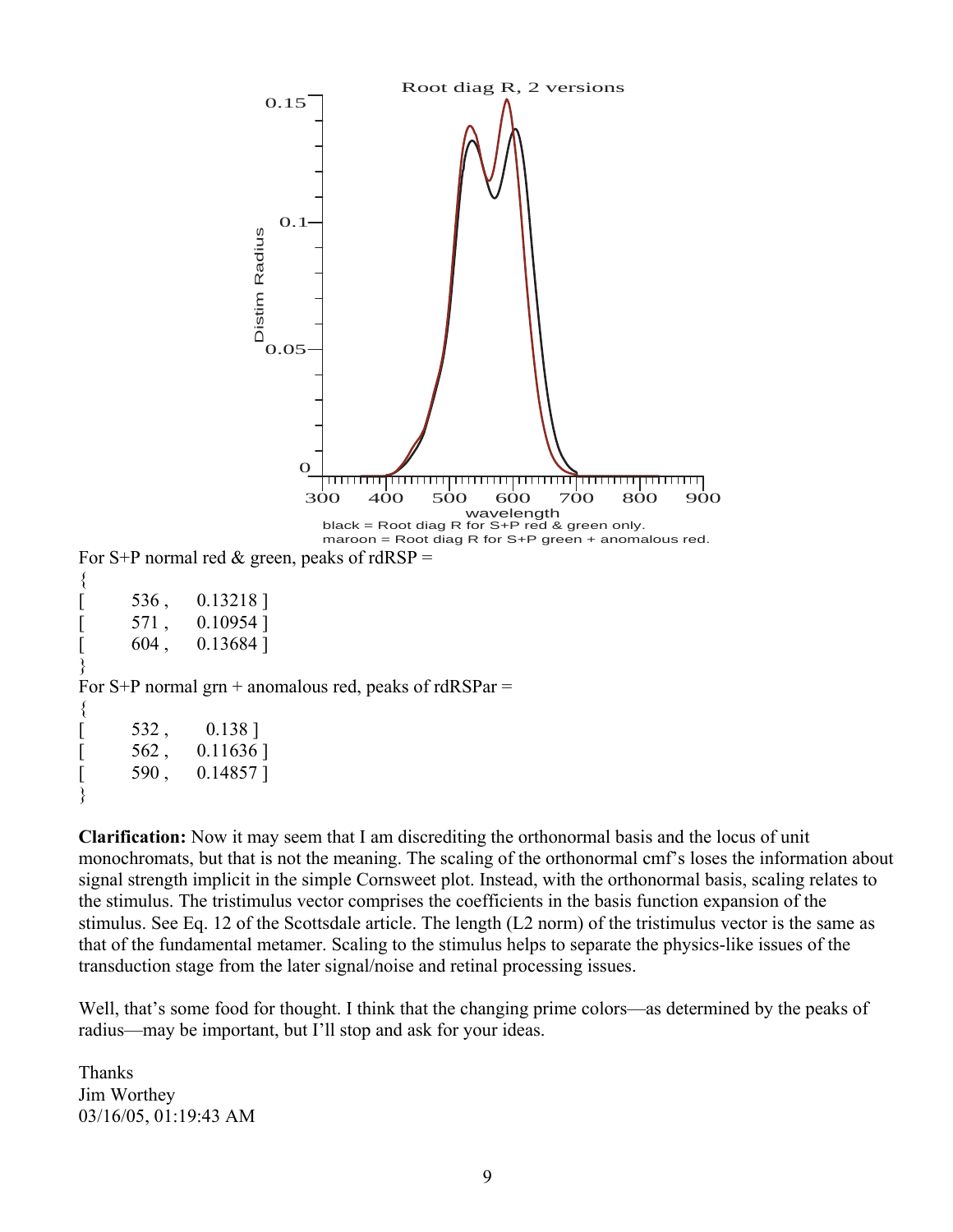Root diag R, 2 versions

Distim Radius

0.15
0.1
0.05
0

300 400 500 600 700 800 900

wavelength

black = Root diag R for S+P red & green only.
maroon = Root diag R for S+P green + anomalous red.

For S+P normal red & green, peaks of rdRSP =

```
{
[      536 ,     0.13218 ]
[      571 ,     0.10954 ]
[      604 ,     0.13684 ]
}
```

For S+P normal grn + anomalous red, peaks of rdRSPar =

```
{
[      532 ,      0.138 ]
[      562 ,     0.11636 ]
[      590 ,     0.14857 ]
}
```

**Clarification:** Now it may seem that I am discrediting the orthonormal basis and the locus of unit monochromats, but that is not the meaning. The scaling of the orthonormal cmf's loses the information about signal strength implicit in the simple Cornsweet plot. Instead, with the orthonormal basis, scaling relates to the stimulus. The tristimulus vector comprises the coefficients in the basis function expansion of the stimulus. See Eq. 12 of the Scottsdale article. The length (L2 norm) of the tristimulus vector is the same as that of the fundamental metamer. Scaling to the stimulus helps to separate the physics-like issues of the transduction stage from the later signal/noise and retinal processing issues.

Well, that's some food for thought. I think that the changing prime colors—as determined by the peaks of radius—may be important, but I'll stop and ask for your ideas.

Thanks
Jim Worthey
03/16/05, 01:19:43 AM